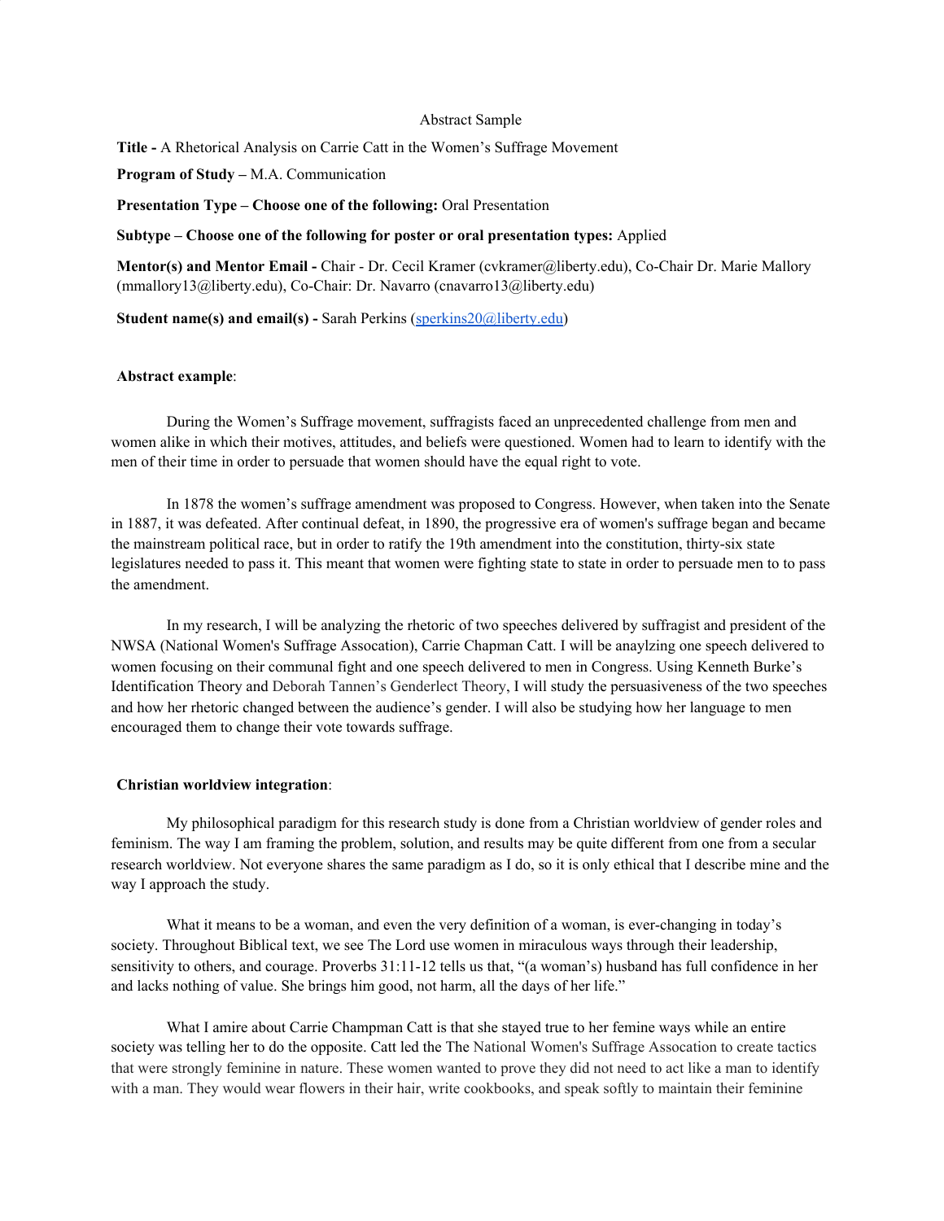Abstract Sample

**Title -** A Rhetorical Analysis on Carrie Catt in the Women's Suffrage Movement

**Program of Study –** M.A. Communication

**Presentation Type – Choose one of the following:** Oral Presentation

**Subtype – Choose one of the following for poster or oral presentation types:** Applied

**Mentor(s) and Mentor Email -** Chair - Dr. Cecil Kramer (cvkramer@liberty.edu), Co-Chair Dr. Marie Mallory (mmallory13@liberty.edu), Co-Chair: Dr. Navarro (cnavarro13@liberty.edu)

**Student name(s) and email(s) -** Sarah Perkins (sperkins20@liberty.edu)

**Abstract example**:

During the Women's Suffrage movement, suffragists faced an unprecedented challenge from men and women alike in which their motives, attitudes, and beliefs were questioned. Women had to learn to identify with the men of their time in order to persuade that women should have the equal right to vote.

In 1878 the women's suffrage amendment was proposed to Congress. However, when taken into the Senate in 1887, it was defeated. After continual defeat, in 1890, the progressive era of women's suffrage began and became the mainstream political race, but in order to ratify the 19th amendment into the constitution, thirty-six state legislatures needed to pass it. This meant that women were fighting state to state in order to persuade men to to pass the amendment.

In my research, I will be analyzing the rhetoric of two speeches delivered by suffragist and president of the NWSA (National Women's Suffrage Assocation), Carrie Chapman Catt. I will be anaylzing one speech delivered to women focusing on their communal fight and one speech delivered to men in Congress. Using Kenneth Burke's Identification Theory and Deborah Tannen's Genderlect Theory, I will study the persuasiveness of the two speeches and how her rhetoric changed between the audience's gender. I will also be studying how her language to men encouraged them to change their vote towards suffrage.

**Christian worldview integration**:

My philosophical paradigm for this research study is done from a Christian worldview of gender roles and feminism. The way I am framing the problem, solution, and results may be quite different from one from a secular research worldview. Not everyone shares the same paradigm as I do, so it is only ethical that I describe mine and the way I approach the study.

What it means to be a woman, and even the very definition of a woman, is ever-changing in today's society. Throughout Biblical text, we see The Lord use women in miraculous ways through their leadership, sensitivity to others, and courage. Proverbs 31:11-12 tells us that, "(a woman's) husband has full confidence in her and lacks nothing of value. She brings him good, not harm, all the days of her life."

What I amire about Carrie Champman Catt is that she stayed true to her femine ways while an entire society was telling her to do the opposite. Catt led the The National Women's Suffrage Assocation to create tactics that were strongly feminine in nature. These women wanted to prove they did not need to act like a man to identify with a man. They would wear flowers in their hair, write cookbooks, and speak softly to maintain their feminine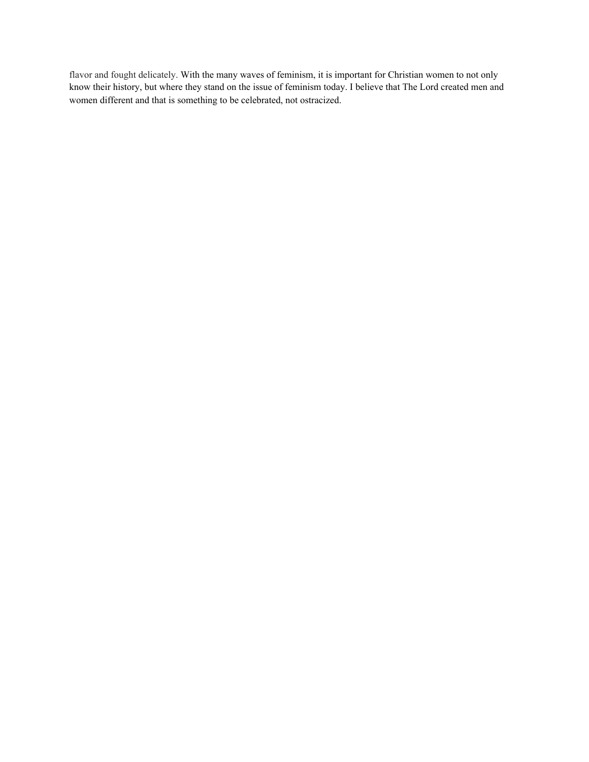flavor and fought delicately. With the many waves of feminism, it is important for Christian women to not only know their history, but where they stand on the issue of feminism today. I believe that The Lord created men and women different and that is something to be celebrated, not ostracized.